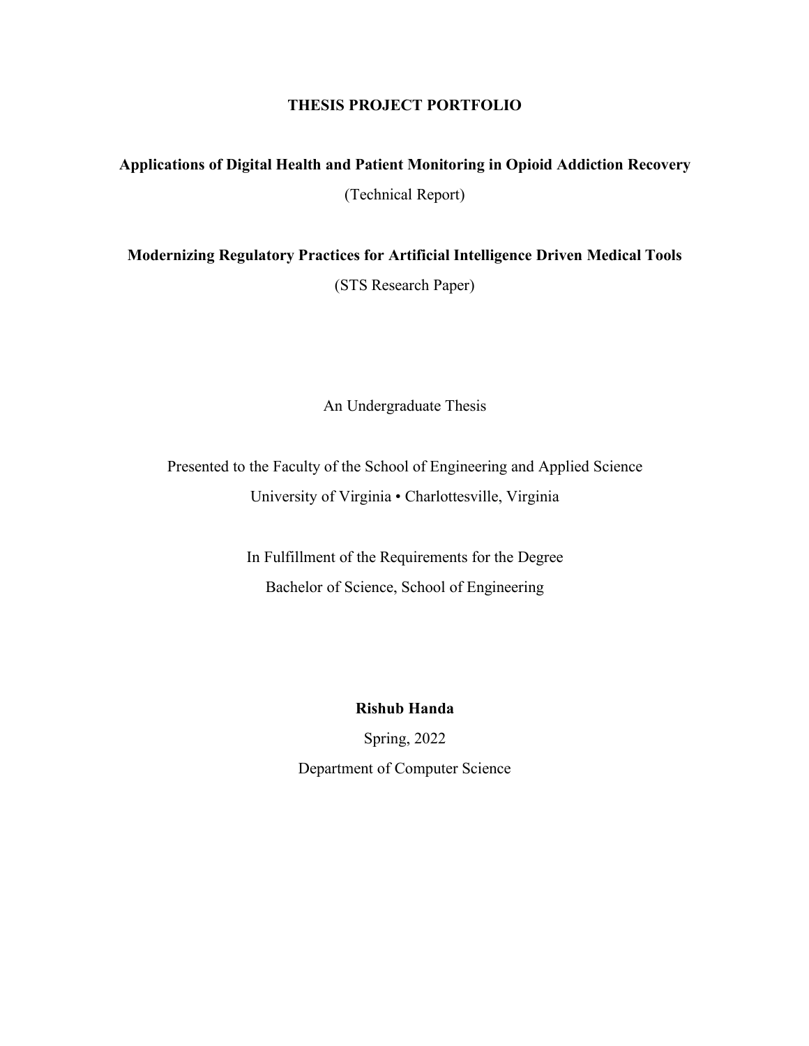# THESIS PROJECT PORTFOLIO

**Applications of Digital Health and Patient Monitoring in Opioid Addiction Recovery**

(Technical Report)

**Modernizing Regulatory Practices for Artificial Intelligence Driven Medical Tools**

(STS Research Paper)

An Undergraduate Thesis

Presented to the Faculty of the School of Engineering and Applied Science

University of Virginia • Charlottesville, Virginia

In Fulfillment of the Requirements for the Degree

Bachelor of Science, School of Engineering

**Rishub Handa**

Spring, 2022

Department of Computer Science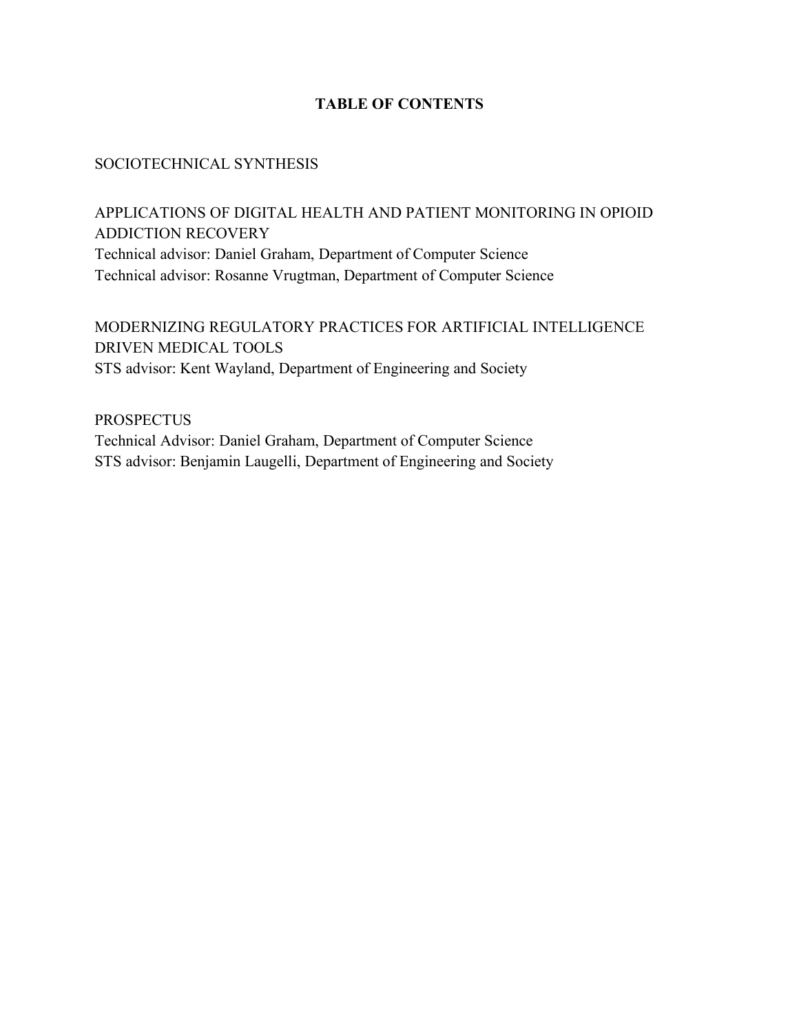# TABLE OF CONTENTS

SOCIOTECHNICAL SYNTHESIS

APPLICATIONS OF DIGITAL HEALTH AND PATIENT MONITORING IN OPIOID ADDICTION RECOVERY
Technical advisor: Daniel Graham, Department of Computer Science
Technical advisor: Rosanne Vrugtman, Department of Computer Science

MODERNIZING REGULATORY PRACTICES FOR ARTIFICIAL INTELLIGENCE DRIVEN MEDICAL TOOLS
STS advisor: Kent Wayland, Department of Engineering and Society

PROSPECTUS
Technical Advisor: Daniel Graham, Department of Computer Science
STS advisor: Benjamin Laugelli, Department of Engineering and Society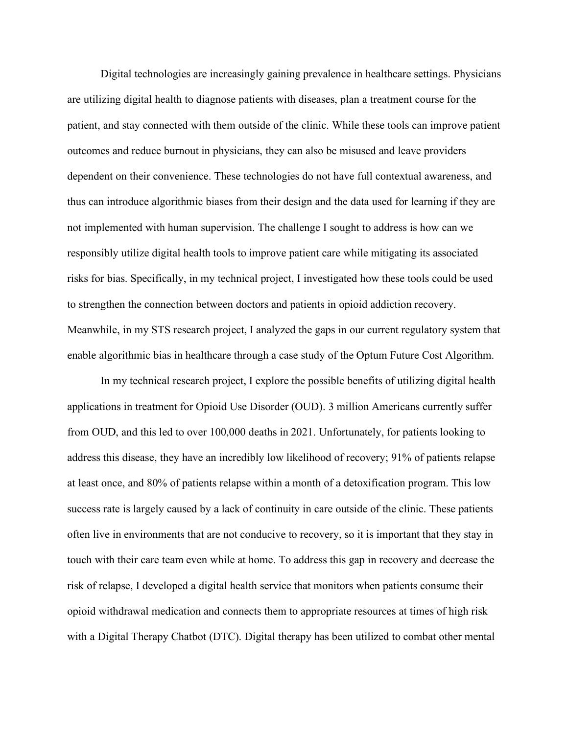Digital technologies are increasingly gaining prevalence in healthcare settings. Physicians are utilizing digital health to diagnose patients with diseases, plan a treatment course for the patient, and stay connected with them outside of the clinic. While these tools can improve patient outcomes and reduce burnout in physicians, they can also be misused and leave providers dependent on their convenience. These technologies do not have full contextual awareness, and thus can introduce algorithmic biases from their design and the data used for learning if they are not implemented with human supervision. The challenge I sought to address is how can we responsibly utilize digital health tools to improve patient care while mitigating its associated risks for bias. Specifically, in my technical project, I investigated how these tools could be used to strengthen the connection between doctors and patients in opioid addiction recovery. Meanwhile, in my STS research project, I analyzed the gaps in our current regulatory system that enable algorithmic bias in healthcare through a case study of the Optum Future Cost Algorithm.

In my technical research project, I explore the possible benefits of utilizing digital health applications in treatment for Opioid Use Disorder (OUD). 3 million Americans currently suffer from OUD, and this led to over 100,000 deaths in 2021. Unfortunately, for patients looking to address this disease, they have an incredibly low likelihood of recovery; 91% of patients relapse at least once, and 80% of patients relapse within a month of a detoxification program. This low success rate is largely caused by a lack of continuity in care outside of the clinic. These patients often live in environments that are not conducive to recovery, so it is important that they stay in touch with their care team even while at home. To address this gap in recovery and decrease the risk of relapse, I developed a digital health service that monitors when patients consume their opioid withdrawal medication and connects them to appropriate resources at times of high risk with a Digital Therapy Chatbot (DTC). Digital therapy has been utilized to combat other mental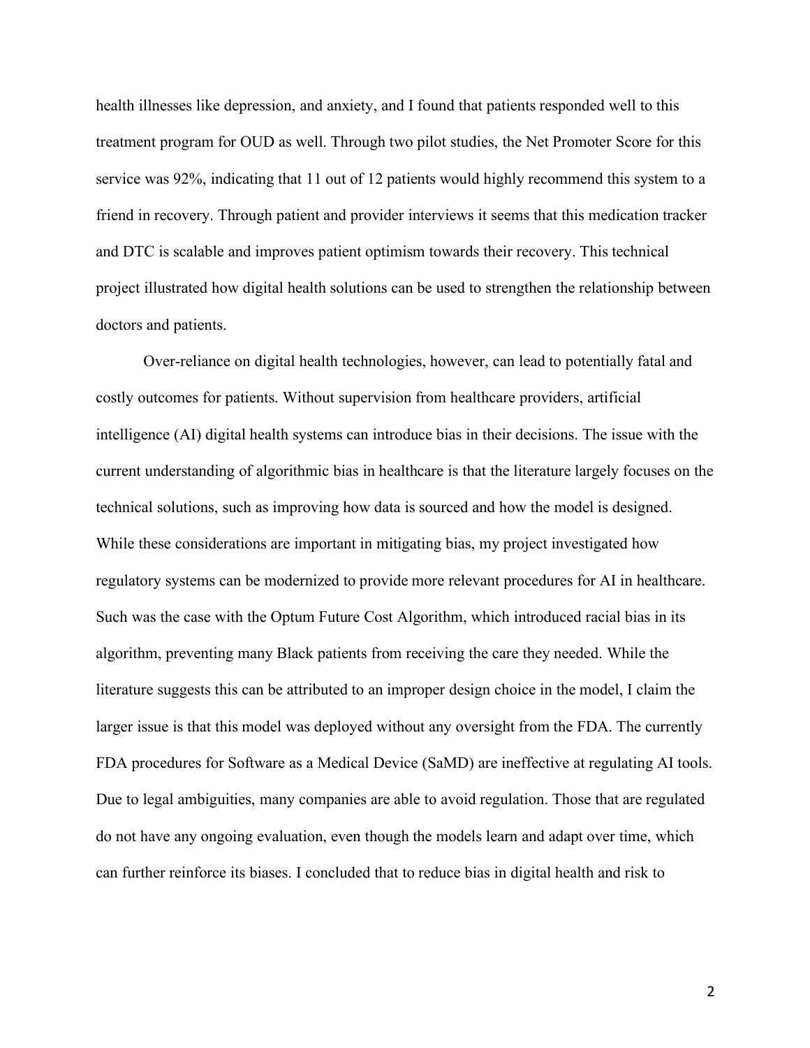health illnesses like depression, and anxiety, and I found that patients responded well to this treatment program for OUD as well. Through two pilot studies, the Net Promoter Score for this service was 92%, indicating that 11 out of 12 patients would highly recommend this system to a friend in recovery. Through patient and provider interviews it seems that this medication tracker and DTC is scalable and improves patient optimism towards their recovery. This technical project illustrated how digital health solutions can be used to strengthen the relationship between doctors and patients.

Over-reliance on digital health technologies, however, can lead to potentially fatal and costly outcomes for patients. Without supervision from healthcare providers, artificial intelligence (AI) digital health systems can introduce bias in their decisions. The issue with the current understanding of algorithmic bias in healthcare is that the literature largely focuses on the technical solutions, such as improving how data is sourced and how the model is designed. While these considerations are important in mitigating bias, my project investigated how regulatory systems can be modernized to provide more relevant procedures for AI in healthcare. Such was the case with the Optum Future Cost Algorithm, which introduced racial bias in its algorithm, preventing many Black patients from receiving the care they needed. While the literature suggests this can be attributed to an improper design choice in the model, I claim the larger issue is that this model was deployed without any oversight from the FDA. The currently FDA procedures for Software as a Medical Device (SaMD) are ineffective at regulating AI tools. Due to legal ambiguities, many companies are able to avoid regulation. Those that are regulated do not have any ongoing evaluation, even though the models learn and adapt over time, which can further reinforce its biases. I concluded that to reduce bias in digital health and risk to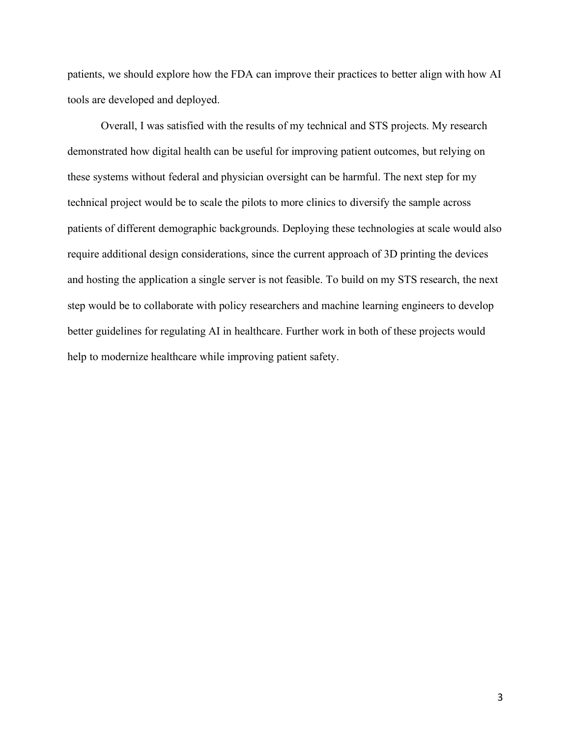patients, we should explore how the FDA can improve their practices to better align with how AI tools are developed and deployed.

Overall, I was satisfied with the results of my technical and STS projects. My research demonstrated how digital health can be useful for improving patient outcomes, but relying on these systems without federal and physician oversight can be harmful. The next step for my technical project would be to scale the pilots to more clinics to diversify the sample across patients of different demographic backgrounds. Deploying these technologies at scale would also require additional design considerations, since the current approach of 3D printing the devices and hosting the application a single server is not feasible. To build on my STS research, the next step would be to collaborate with policy researchers and machine learning engineers to develop better guidelines for regulating AI in healthcare. Further work in both of these projects would help to modernize healthcare while improving patient safety.